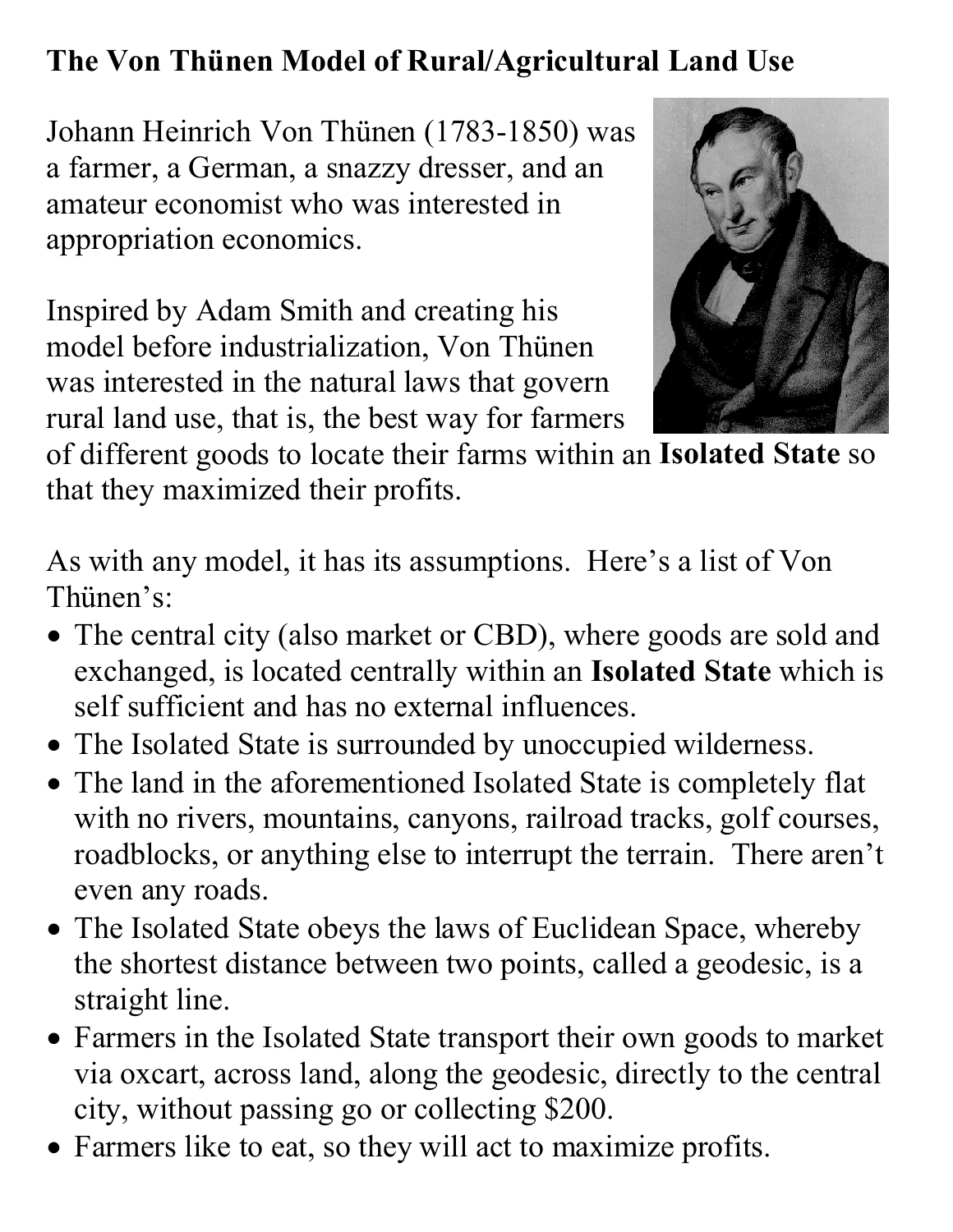# The Von Thünen Model of Rural/Agricultural Land Use

Johann Heinrich Von Thünen (1783-1850) was a farmer, a German, a snazzy dresser, and an amateur economist who was interested in appropriation economics.

Inspired by Adam Smith and creating his model before industrialization, Von Thünen was interested in the natural laws that govern rural land use, that is, the best way for farmers of different goods to locate their farms within an **Isolated State** so that they maximized their profits.

As with any model, it has its assumptions. Here's a list of Von Thünen's:

- The central city (also market or CBD), where goods are sold and exchanged, is located centrally within an **Isolated State** which is self sufficient and has no external influences.
- The Isolated State is surrounded by unoccupied wilderness.
- The land in the aforementioned Isolated State is completely flat with no rivers, mountains, canyons, railroad tracks, golf courses, roadblocks, or anything else to interrupt the terrain. There aren't even any roads.
- The Isolated State obeys the laws of Euclidean Space, whereby the shortest distance between two points, called a geodesic, is a straight line.
- Farmers in the Isolated State transport their own goods to market via oxcart, across land, along the geodesic, directly to the central city, without passing go or collecting $200.
- Farmers like to eat, so they will act to maximize profits.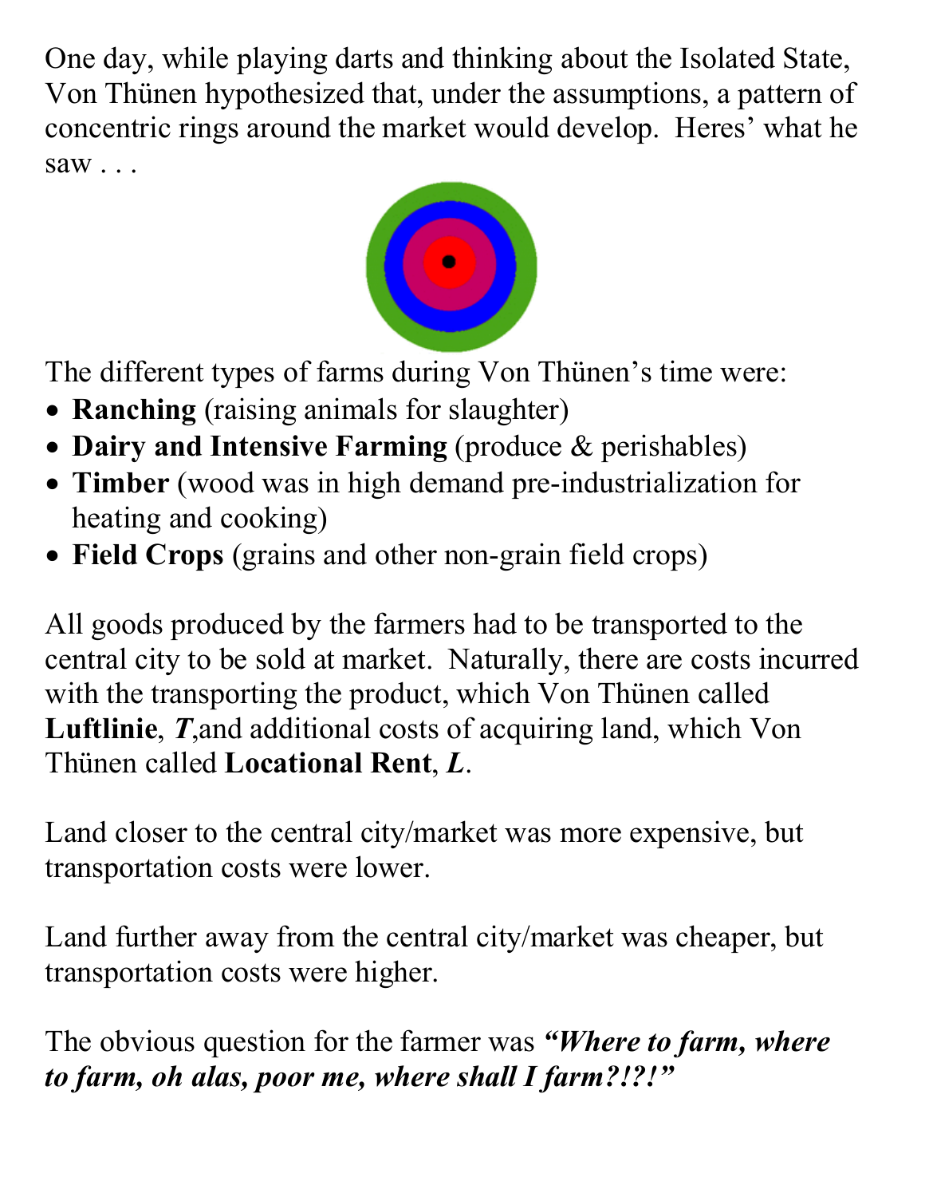One day, while playing darts and thinking about the Isolated State, Von Thünen hypothesized that, under the assumptions, a pattern of concentric rings around the market would develop. Heres' what he saw . . .

The different types of farms during Von Thünen's time were:

- **Ranching** (raising animals for slaughter)
- **Dairy and Intensive Farming** (produce & perishables)
- **Timber** (wood was in high demand pre-industrialization for heating and cooking)
- **Field Crops** (grains and other non-grain field crops)

All goods produced by the farmers had to be transported to the central city to be sold at market. Naturally, there are costs incurred with the transporting the product, which Von Thünen called **Luftlinie**, ***T***,and additional costs of acquiring land, which Von Thünen called **Locational Rent**, ***L***.

Land closer to the central city/market was more expensive, but transportation costs were lower.

Land further away from the central city/market was cheaper, but transportation costs were higher.

The obvious question for the farmer was ***"Where to farm, where to farm, oh alas, poor me, where shall I farm?!?!"***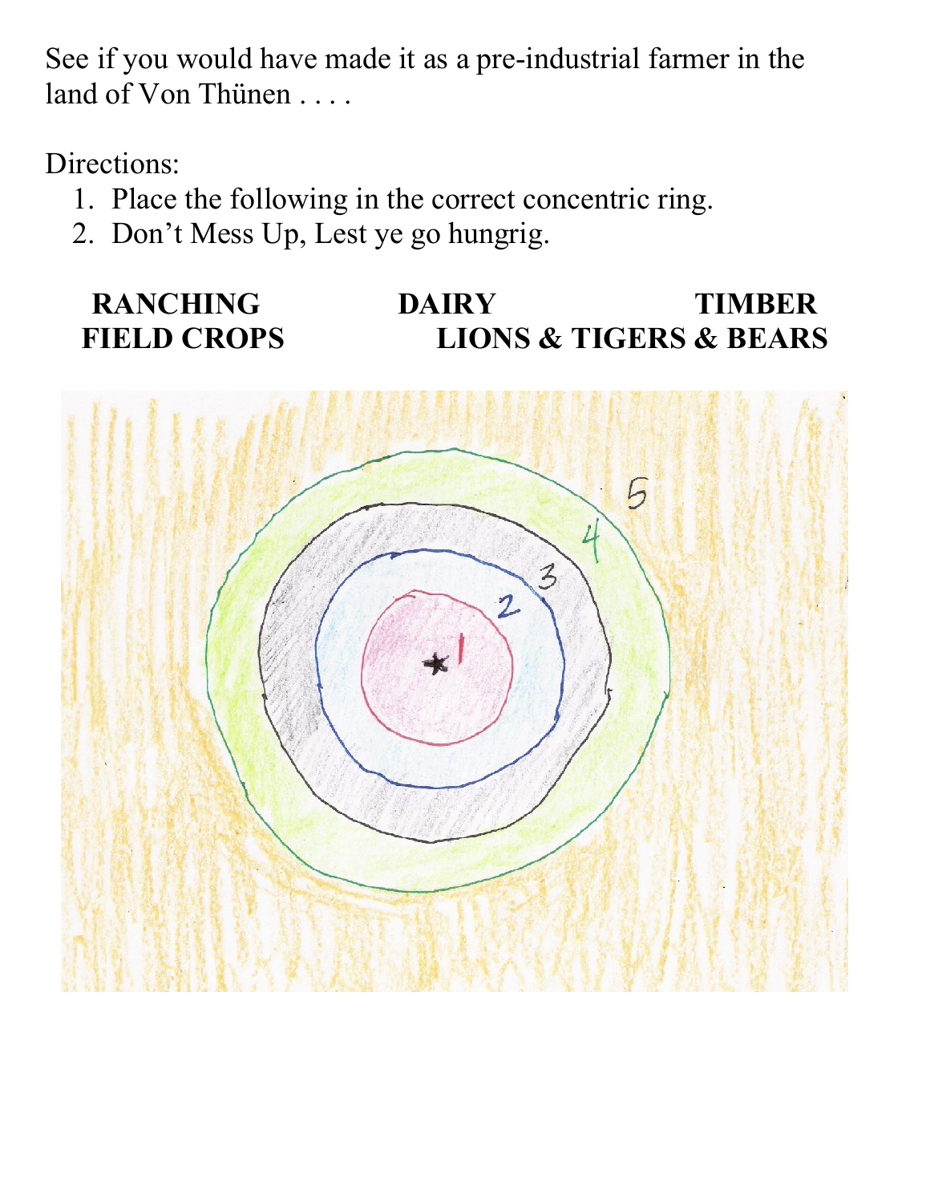See if you would have made it as a pre-industrial farmer in the land of Von Thünen . . . .

Directions:

1. Place the following in the correct concentric ring.
2. Don't Mess Up, Lest ye go hungrig.

**RANCHING** **DAIRY** **TIMBER**
**FIELD CROPS** **LIONS & TIGERS & BEARS**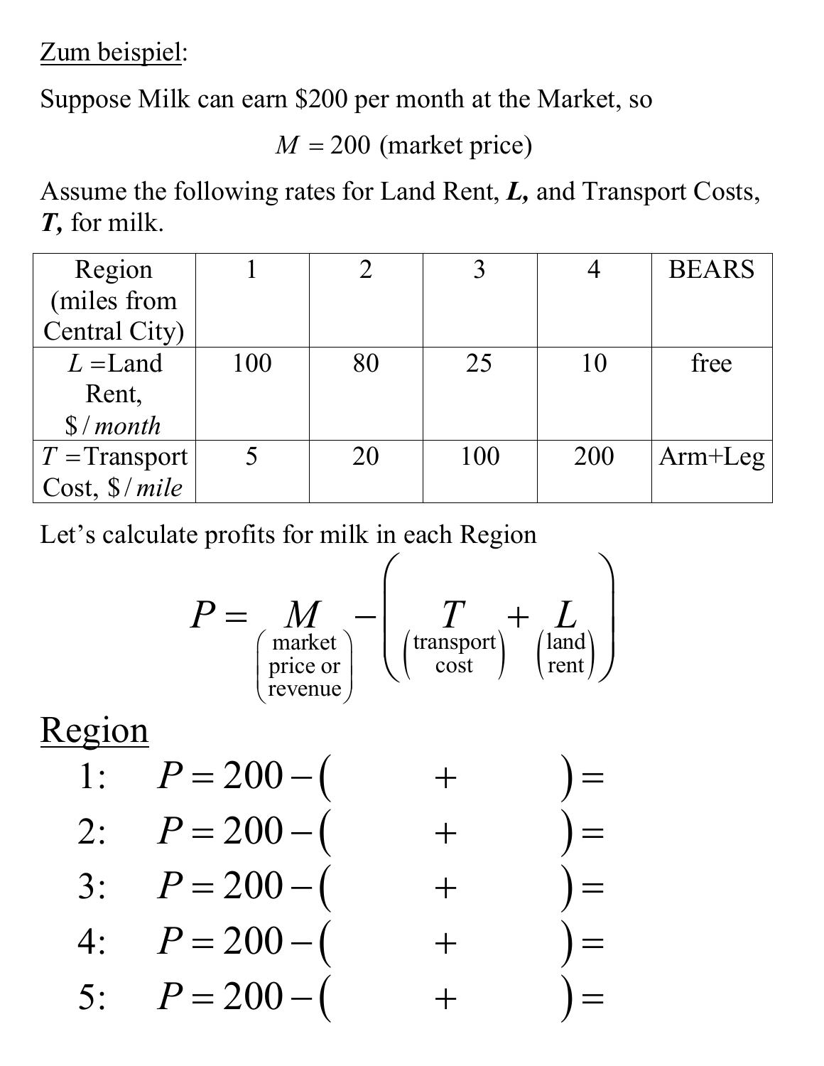<u>Zum beispiel</u>:

Suppose Milk can earn \$200 per month at the Market, so

$$M = 200 \text{ (market price)}$$

Assume the following rates for Land Rent, ***L***, and Transport Costs, ***T***, for milk.

| Region (miles from Central City) | 1 | 2 | 3 | 4 | BEARS |
|---|---|---|---|---|---|
| $L$ = Land Rent, $\$/month$ | 100 | 80 | 25 | 10 | free |
| $T$ = Transport Cost, $\$/mile$ | 5 | 20 | 100 | 200 | Arm+Leg |

Let's calculate profits for milk in each Region

$$P = \underset{\begin{pmatrix}\text{market}\\\text{price or}\\\text{revenue}\end{pmatrix}}{M} - \left( \underset{\begin{pmatrix}\text{transport}\\\text{cost}\end{pmatrix}}{T} + \underset{\begin{pmatrix}\text{land}\\\text{rent}\end{pmatrix}}{L} \right)$$

## <u>Region</u>

1: $P = 200 - ( \qquad + \qquad ) =$

2: $P = 200 - ( \qquad + \qquad ) =$

3: $P = 200 - ( \qquad + \qquad ) =$

4: $P = 200 - ( \qquad + \qquad ) =$

5: $P = 200 - ( \qquad + \qquad ) =$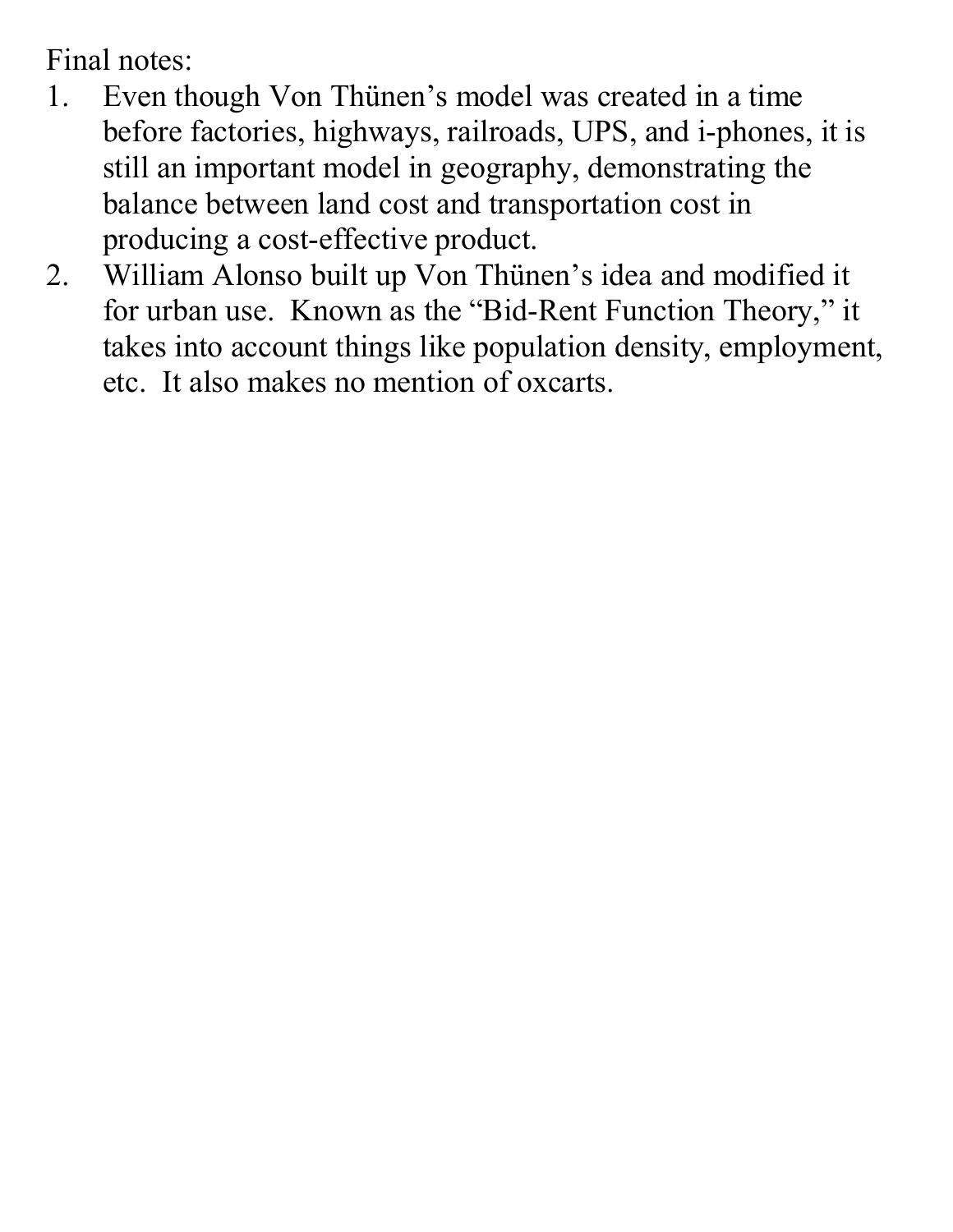Final notes:

1. Even though Von Thünen's model was created in a time before factories, highways, railroads, UPS, and i-phones, it is still an important model in geography, demonstrating the balance between land cost and transportation cost in producing a cost-effective product.
2. William Alonso built up Von Thünen's idea and modified it for urban use. Known as the "Bid-Rent Function Theory," it takes into account things like population density, employment, etc. It also makes no mention of oxcarts.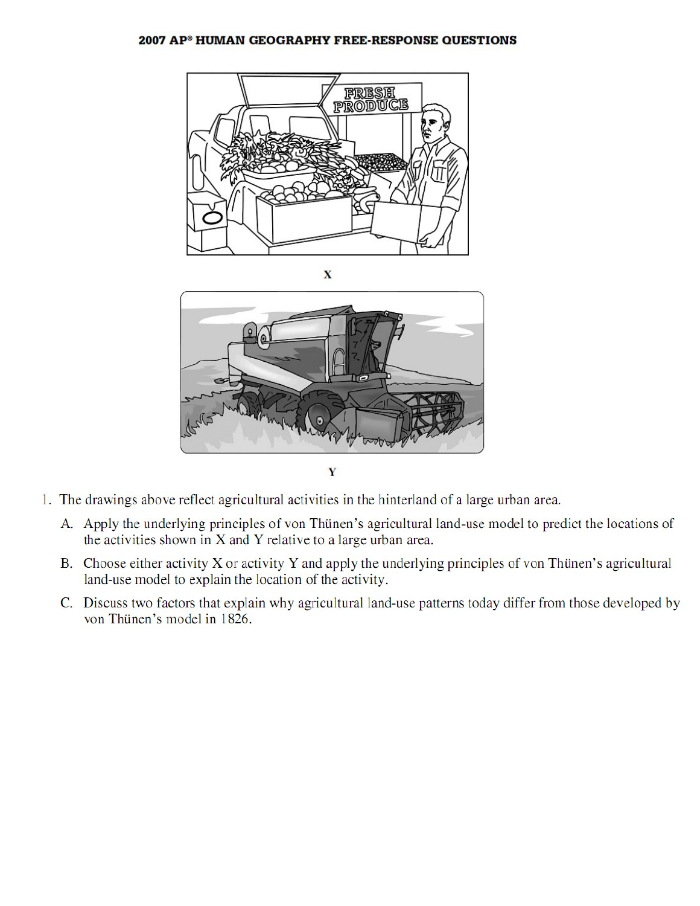# 2007 AP® HUMAN GEOGRAPHY FREE-RESPONSE QUESTIONS

X

Y

1. The drawings above reflect agricultural activities in the hinterland of a large urban area.

   A. Apply the underlying principles of von Thünen's agricultural land-use model to predict the locations of the activities shown in X and Y relative to a large urban area.

   B. Choose either activity X or activity Y and apply the underlying principles of von Thünen's agricultural land-use model to explain the location of the activity.

   C. Discuss two factors that explain why agricultural land-use patterns today differ from those developed by von Thünen's model in 1826.